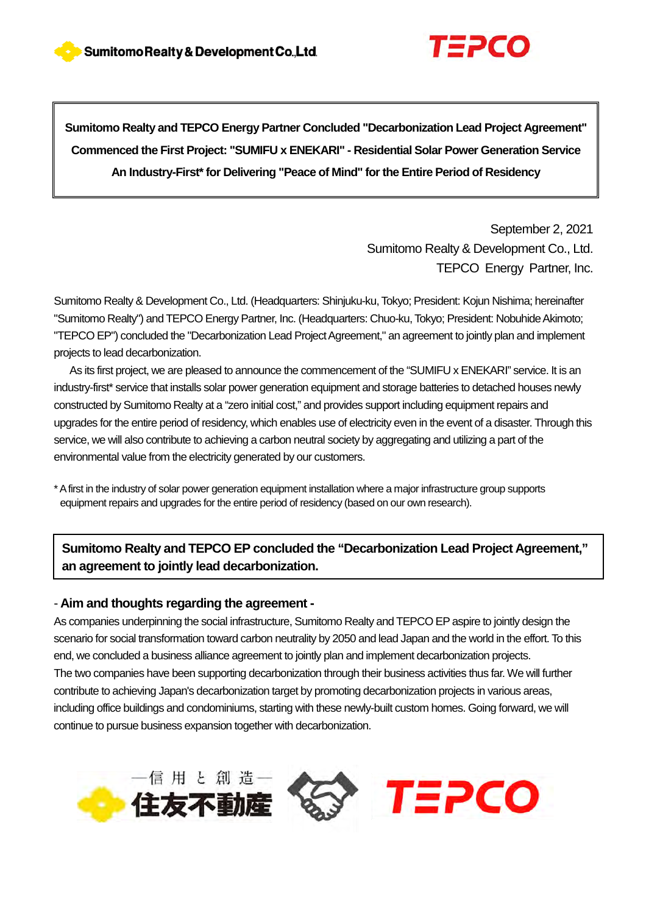**Sumitomo Realty and TEPCO Energy Partner Concluded "Decarbonization Lead Project Agreement"**
**Commenced the First Project: "SUMIFU x ENEKARI" - Residential Solar Power Generation Service**
**An Industry-First* for Delivering "Peace of Mind" for the Entire Period of Residency**

September 2, 2021
Sumitomo Realty & Development Co., Ltd.
TEPCO Energy Partner, Inc.

Sumitomo Realty & Development Co., Ltd. (Headquarters: Shinjuku-ku, Tokyo; President: Kojun Nishima; hereinafter "Sumitomo Realty") and TEPCO Energy Partner, Inc. (Headquarters: Chuo-ku, Tokyo; President: Nobuhide Akimoto; "TEPCO EP") concluded the "Decarbonization Lead Project Agreement," an agreement to jointly plan and implement projects to lead decarbonization.

As its first project, we are pleased to announce the commencement of the "SUMIFU x ENEKARI" service. It is an industry-first* service that installs solar power generation equipment and storage batteries to detached houses newly constructed by Sumitomo Realty at a "zero initial cost," and provides support including equipment repairs and upgrades for the entire period of residency, which enables use of electricity even in the event of a disaster. Through this service, we will also contribute to achieving a carbon neutral society by aggregating and utilizing a part of the environmental value from the electricity generated by our customers.

\* A first in the industry of solar power generation equipment installation where a major infrastructure group supports equipment repairs and upgrades for the entire period of residency (based on our own research).

## Sumitomo Realty and TEPCO EP concluded the "Decarbonization Lead Project Agreement," an agreement to jointly lead decarbonization.

### - Aim and thoughts regarding the agreement -

As companies underpinning the social infrastructure, Sumitomo Realty and TEPCO EP aspire to jointly design the scenario for social transformation toward carbon neutrality by 2050 and lead Japan and the world in the effort. To this end, we concluded a business alliance agreement to jointly plan and implement decarbonization projects.
The two companies have been supporting decarbonization through their business activities thus far. We will further contribute to achieving Japan's decarbonization target by promoting decarbonization projects in various areas, including office buildings and condominiums, starting with these newly-built custom homes. Going forward, we will continue to pursue business expansion together with decarbonization.

—信用と創造— 住友不動産　TEPCO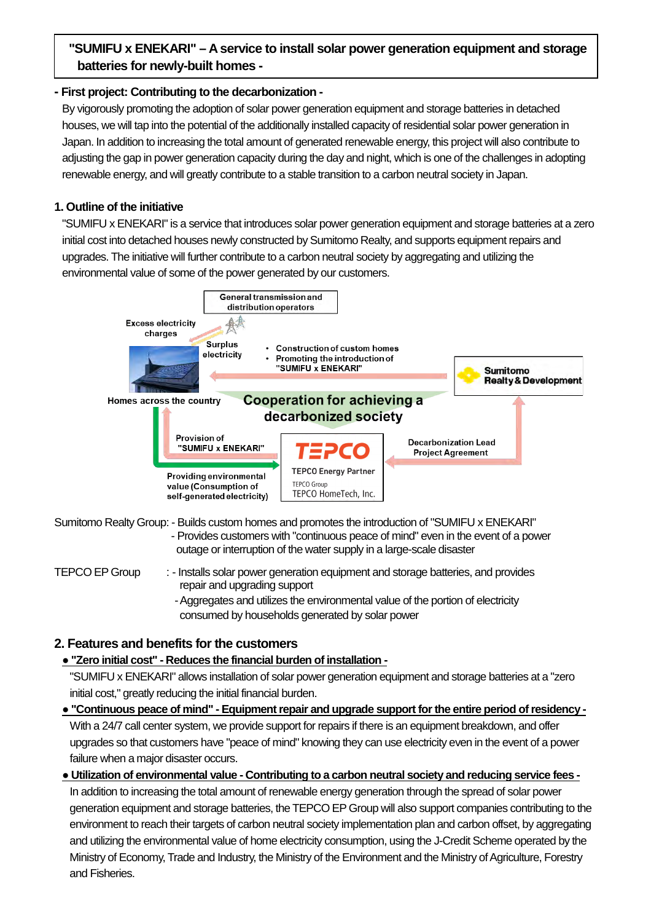**"SUMIFU x ENEKARI" – A service to install solar power generation equipment and storage batteries for newly-built homes -**

**- First project: Contributing to the decarbonization -**

By vigorously promoting the adoption of solar power generation equipment and storage batteries in detached houses, we will tap into the potential of the additionally installed capacity of residential solar power generation in Japan. In addition to increasing the total amount of generated renewable energy, this project will also contribute to adjusting the gap in power generation capacity during the day and night, which is one of the challenges in adopting renewable energy, and will greatly contribute to a stable transition to a carbon neutral society in Japan.

## 1. Outline of the initiative

"SUMIFU x ENEKARI" is a service that introduces solar power generation equipment and storage batteries at a zero initial cost into detached houses newly constructed by Sumitomo Realty, and supports equipment repairs and upgrades. The initiative will further contribute to a carbon neutral society by aggregating and utilizing the environmental value of some of the power generated by our customers.

General transmission and distribution operators

Excess electricity charges

Surplus electricity

- Construction of custom homes
- Promoting the introduction of "SUMIFU x ENEKARI"

Sumitomo Realty & Development

Homes across the country

Cooperation for achieving a decarbonized society

Provision of "SUMIFU x ENEKARI"

TEPCO

TEPCO Energy Partner

TEPCO Group

TEPCO HomeTech, Inc.

Decarbonization Lead Project Agreement

Providing environmental value (Consumption of self-generated electricity)

Sumitomo Realty Group: - Builds custom homes and promotes the introduction of "SUMIFU x ENEKARI"
- Provides customers with "continuous peace of mind" even in the event of a power outage or interruption of the water supply in a large-scale disaster

TEPCO EP Group : - Installs solar power generation equipment and storage batteries, and provides repair and upgrading support
- Aggregates and utilizes the environmental value of the portion of electricity consumed by households generated by solar power

## 2. Features and benefits for the customers

- **"Zero initial cost" - Reduces the financial burden of installation -**

"SUMIFU x ENEKARI" allows installation of solar power generation equipment and storage batteries at a "zero initial cost," greatly reducing the initial financial burden.

- **"Continuous peace of mind" - Equipment repair and upgrade support for the entire period of residency -**

With a 24/7 call center system, we provide support for repairs if there is an equipment breakdown, and offer upgrades so that customers have "peace of mind" knowing they can use electricity even in the event of a power failure when a major disaster occurs.

- **Utilization of environmental value - Contributing to a carbon neutral society and reducing service fees -**

In addition to increasing the total amount of renewable energy generation through the spread of solar power generation equipment and storage batteries, the TEPCO EP Group will also support companies contributing to the environment to reach their targets of carbon neutral society implementation plan and carbon offset, by aggregating and utilizing the environmental value of home electricity consumption, using the J-Credit Scheme operated by the Ministry of Economy, Trade and Industry, the Ministry of the Environment and the Ministry of Agriculture, Forestry and Fisheries.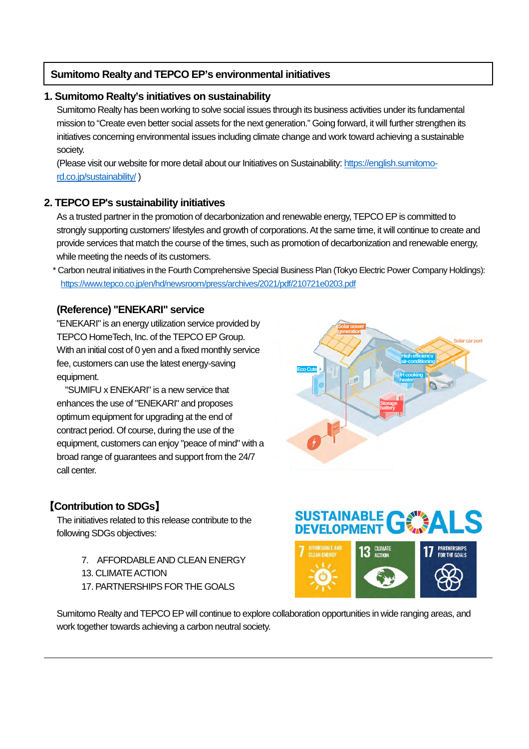# Sumitomo Realty and TEPCO EP's environmental initiatives

## 1. Sumitomo Realty's initiatives on sustainability

Sumitomo Realty has been working to solve social issues through its business activities under its fundamental mission to "Create even better social assets for the next generation." Going forward, it will further strengthen its initiatives concerning environmental issues including climate change and work toward achieving a sustainable society.

(Please visit our website for more detail about our Initiatives on Sustainability: https://english.sumitomo-rd.co.jp/sustainability/ )

## 2. TEPCO EP's sustainability initiatives

As a trusted partner in the promotion of decarbonization and renewable energy, TEPCO EP is committed to strongly supporting customers' lifestyles and growth of corporations. At the same time, it will continue to create and provide services that match the course of the times, such as promotion of decarbonization and renewable energy, while meeting the needs of its customers.

* Carbon neutral initiatives in the Fourth Comprehensive Special Business Plan (Tokyo Electric Power Company Holdings): https://www.tepco.co.jp/en/hd/newsroom/press/archives/2021/pdf/210721e0203.pdf

### (Reference) "ENEKARI" service

"ENEKARI" is an energy utilization service provided by TEPCO HomeTech, Inc. of the TEPCO EP Group. With an initial cost of 0 yen and a fixed monthly service fee, customers can use the latest energy-saving equipment.

"SUMIFU x ENEKARI" is a new service that enhances the use of "ENEKARI" and proposes optimum equipment for upgrading at the end of contract period. Of course, during the use of the equipment, customers can enjoy "peace of mind" with a broad range of guarantees and support from the 24/7 call center.

Solar power generation
Solar car port
High efficiency air-conditioning
Eco Cute
IH cooking heater
Storage battery

### 【Contribution to SDGs】

The initiatives related to this release contribute to the following SDGs objectives:

7. AFFORDABLE AND CLEAN ENERGY
13. CLIMATE ACTION
17. PARTNERSHIPS FOR THE GOALS

SUSTAINABLE DEVELOPMENT GOALS
7 AFFORDABLE AND CLEAN ENERGY
13 CLIMATE ACTION
17 PARTNERSHIPS FOR THE GOALS

Sumitomo Realty and TEPCO EP will continue to explore collaboration opportunities in wide ranging areas, and work together towards achieving a carbon neutral society.